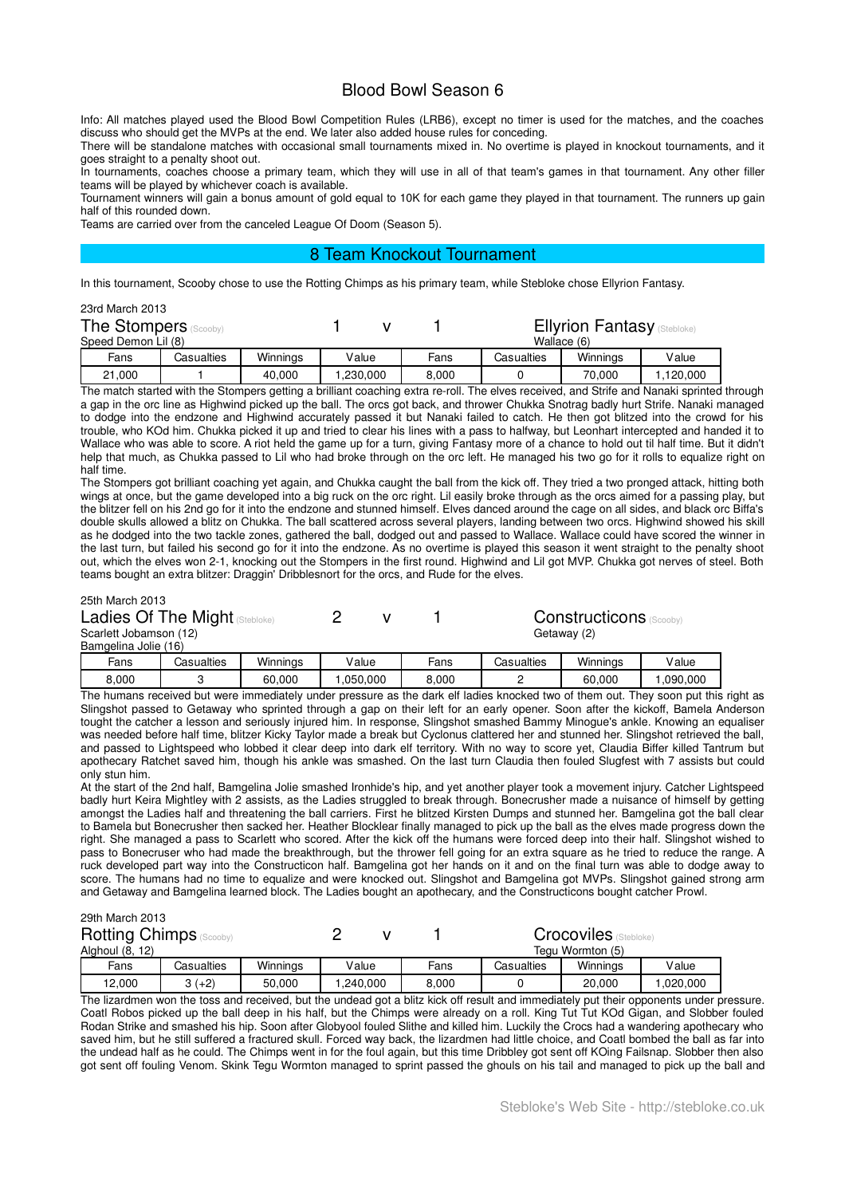# Blood Bowl Season 6

Info: All matches played used the Blood Bowl Competition Rules (LRB6), except no timer is used for the matches, and the coaches discuss who should get the MVPs at the end. We later also added house rules for conceding.

There will be standalone matches with occasional small tournaments mixed in. No overtime is played in knockout tournaments, and it goes straight to a penalty shoot out.

In tournaments, coaches choose a primary team, which they will use in all of that team's games in that tournament. Any other filler teams will be played by whichever coach is available.

Tournament winners will gain a bonus amount of gold equal to 10K for each game they played in that tournament. The runners up gain half of this rounded down.

Teams are carried over from the canceled League Of Doom (Season 5).

## 8 Team Knockout Tournament

In this tournament, Scooby chose to use the Rotting Chimps as his primary team, while Stebloke chose Ellyrion Fantasy.

23rd March 2013

### The Stompers (Scooby) 1 v 1 Ellyrion Fantasy (Stebloke)

Speed Demon Lil (8) — Wallace (6)

| Fans | Casualties | Winnings | Value | Fans | Casualties | Winnings | Value |
|---|---|---|---|---|---|---|---|
| 21,000 | 1 | 40,000 | 1,230,000 | 8,000 | 0 | 70,000 | 1,120,000 |

The match started with the Stompers getting a brilliant coaching extra re-roll. The elves received, and Strife and Nanaki sprinted through a gap in the orc line as Highwind picked up the ball. The orcs got back, and thrower Chukka Snotrag badly hurt Strife. Nanaki managed to dodge into the endzone and Highwind accurately passed it but Nanaki failed to catch. He then got blitzed into the crowd for his trouble, who KOd him. Chukka picked it up and tried to clear his lines with a pass to halfway, but Leonhart intercepted and handed it to Wallace who was able to score. A riot held the game up for a turn, giving Fantasy more of a chance to hold out til half time. But it didn't help that much, as Chukka passed to Lil who had broke through on the orc left. He managed his two go for it rolls to equalize right on half time.

The Stompers got brilliant coaching yet again, and Chukka caught the ball from the kick off. They tried a two pronged attack, hitting both wings at once, but the game developed into a big ruck on the orc right. Lil easily broke through as the orcs aimed for a passing play, but the blitzer fell on his 2nd go for it into the endzone and stunned himself. Elves danced around the cage on all sides, and black orc Biffa's double skulls allowed a blitz on Chukka. The ball scattered across several players, landing between two orcs. Highwind showed his skill as he dodged into the two tackle zones, gathered the ball, dodged out and passed to Wallace. Wallace could have scored the winner in the last turn, but failed his second go for it into the endzone. As no overtime is played this season it went straight to the penalty shoot out, which the elves won 2-1, knocking out the Stompers in the first round. Highwind and Lil got MVP. Chukka got nerves of steel. Both teams bought an extra blitzer: Draggin' Dribblesnort for the orcs, and Rude for the elves.

25th March 2013

### Ladies Of The Might (Stebloke) 2 v 1 Constructicons (Scooby)

Scarlett Jobamson (12), Bamgelina Jolie (16) — Getaway (2)

| Fans | Casualties | Winnings | Value | Fans | Casualties | Winnings | Value |
|---|---|---|---|---|---|---|---|
| 8,000 | 3 | 60,000 | 1,050,000 | 8,000 | 2 | 60,000 | 1,090,000 |

The humans received but were immediately under pressure as the dark elf ladies knocked two of them out. They soon put this right as Slingshot passed to Getaway who sprinted through a gap on their left for an early opener. Soon after the kickoff, Bamela Anderson tought the catcher a lesson and seriously injured him. In response, Slingshot smashed Bammy Minogue's ankle. Knowing an equaliser was needed before half time, blitzer Kicky Taylor made a break but Cyclonus clattered her and stunned her. Slingshot retrieved the ball, and passed to Lightspeed who lobbed it clear deep into dark elf territory. With no way to score yet, Claudia Biffer killed Tantrum but apothecary Ratchet saved him, though his ankle was smashed. On the last turn Claudia then fouled Slugfest with 7 assists but could only stun him.

At the start of the 2nd half, Bamgelina Jolie smashed Ironhide's hip, and yet another player took a movement injury. Catcher Lightspeed badly hurt Keira Mightley with 2 assists, as the Ladies struggled to break through. Bonecrusher made a nuisance of himself by getting amongst the Ladies half and threatening the ball carriers. First he blitzed Kirsten Dumps and stunned her. Bamgelina got the ball clear to Bamela but Bonecrusher then sacked her. Heather Blocklear finally managed to pick up the ball as the elves made progress down the right. She managed a pass to Scarlett who scored. After the kick off the humans were forced deep into their half. Slingshot wished to pass to Bonecruser who had made the breakthrough, but the thrower fell going for an extra square as he tried to reduce the range. A ruck developed part way into the Constructicon half. Bamgelina got her hands on it and on the final turn was able to dodge away to score. The humans had no time to equalize and were knocked out. Slingshot and Bamgelina got MVPs. Slingshot gained strong arm and Getaway and Bamgelina learned block. The Ladies bought an apothecary, and the Constructicons bought catcher Prowl.

29th March 2013

### Rotting Chimps (Scooby) 2 v 1 Crocoviles (Stebloke)

Alghoul (8, 12) — Tegu Wormton (5)

| Fans | Casualties | Winnings | Value | Fans | Casualties | Winnings | Value |
|---|---|---|---|---|---|---|---|
| 12,000 | 3 (+2) | 50,000 | 1,240,000 | 8,000 | 0 | 20,000 | 1,020,000 |

The lizardmen won the toss and received, but the undead got a blitz kick off result and immediately put their opponents under pressure. Coatl Robos picked up the ball deep in his half, but the Chimps were already on a roll. King Tut Tut KOd Gigan, and Slobber fouled Rodan Strike and smashed his hip. Soon after Globyool fouled Slithe and killed him. Luckily the Crocs had a wandering apothecary who saved him, but he still suffered a fractured skull. Forced way back, the lizardmen had little choice, and Coatl bombed the ball as far into the undead half as he could. The Chimps went in for the foul again, but this time Dribbley got sent off KOing Failsnap. Slobber then also got sent off fouling Venom. Skink Tegu Wormton managed to sprint passed the ghouls on his tail and managed to pick up the ball and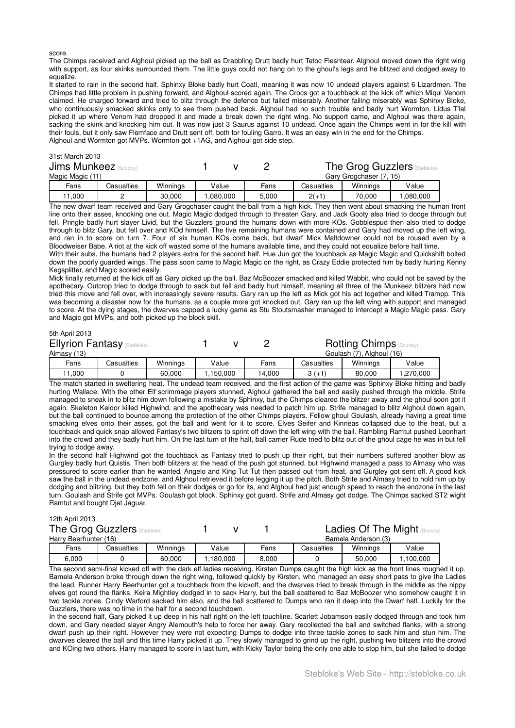score.

The Chimps received and Alghoul picked up the ball as Drabbling Drutt badly hurt Tetoc Fleshtear. Alghoul moved down the right wing with support, as four skinks surrounded them. The little guys could not hang on to the ghoul's legs and he blitzed and dodged away to equalize.

It started to rain in the second half. Sphinxy Bloke badly hurt Coatl, meaning it was now 10 undead players against 6 Lizardmen. The Chimps had little problem in pushing forward, and Alghoul scored again. The Crocs got a touchback at the kick off which Miqui Venom claimed. He charged forward and tried to blitz through the defence but failed miserably. Another failing miserably was Sphinxy Bloke, who continuously smacked skinks only to see them pushed back. Alghoul had no such trouble and badly hurt Wormton. Lidus T'lal picked it up where Venom had dropped it and made a break down the right wing. No support came, and Alghoul was there again, sacking the skink and knocking him out. It was now just 3 Saurus against 10 undead. Once again the Chimps went in for the kill with their fouls, but it only saw Flemface and Drutt sent off, both for fouling Garro. It was an easy win in the end for the Chimps.

Alghoul and Wormton got MVPs. Wormton got +1AG, and Alghoul got side step.

31st March 2013

| Jims Munkeez (Scooby) | | | | 1 v 2 | The Grog Guzzlers (Stebloke) | | |
|---|---|---|---|---|---|---|---|
| Magic Magic (11) | | | | | Gary Grogchaser (7, 15) | | |
| Fans | Casualties | Winnings | Value | Fans | Casualties | Winnings | Value |
| 11,000 | 2 | 30,000 | 1,080,000 | 5,000 | 2(+1) | 70,000 | 1,080,000 |

The new dwarf team received and Gary Grogchaser caught the ball from a high kick. They then went about smacking the human front line onto their asses, knocking one out. Magic Magic dodged through to threaten Gary, and Jack Gooty also tried to dodge through but fell. Pringle badly hurt slayer Livid, but the Guzzlers ground the humans down with more KOs. Gobblespud then also tried to dodge through to blitz Gary, but fell over and KOd himself. The five remaining humans were contained and Gary had moved up the left wing, and ran in to score on turn 7. Four of six human KOs come back, but dwarf Mick Maltdowner could not be roused even by a Bloodweiser Babe. A riot at the kick off wasted some of the humans available time, and they could not equalize before half time.

With their subs, the humans had 2 players extra for the second half. Hue Jun got the touchback as Magic Magic and Quickshift bolted down the poorly guarded wings. The pass soon came to Magic Magic on the right, as Crazy Eddie protected him by badly hurting Kenny Kegsplitter, and Magic scored easily.

Mick finally returned at the kick off as Gary picked up the ball. Baz McBoozer smacked and killed Wabbit, who could not be saved by the apothecary. Outcrop tried to dodge through to sack but fell and badly hurt himself, meaning all three of the Munkeez blitzers had now tried this move and fell over, with increasingly severe results. Gary ran up the left as Mick got his act together and killed Trampp. This was becoming a disaster now for the humans, as a couple more got knocked out. Gary ran up the left wing with support and managed to score. At the dying stages, the dwarves capped a lucky game as Stu Stoutsmasher managed to intercept a Magic Magic pass. Gary and Magic got MVPs, and both picked up the block skill.

5th April 2013

| Ellyrion Fantasy (Stebloke) | | | | 1 v 2 | Rotting Chimps (Scooby) | | |
|---|---|---|---|---|---|---|---|
| Almasy (13) | | | | | Goulash (7), Alghoul (16) | | |
| Fans | Casualties | Winnings | Value | Fans | Casualties | Winnings | Value |
| 11,000 | 0 | 60,000 | 1,150,000 | 14,000 | 3 (+1) | 80,000 | 1,270,000 |

The match started in sweltering heat. The undead team received, and the first action of the game was Sphinxy Bloke hitting and badly hurting Wallace. With the other Elf scrimmage players stunned, Alghoul gathered the ball and easily pushed through the middle. Strife managed to sneak in to blitz him down following a mistake by Sphinxy, but the Chimps cleared the blitzer away and the ghoul soon got it again. Skeleton Keldor killed Highwind, and the apothecary was needed to patch him up. Strife managed to blitz Alghoul down again, but the ball continued to bounce among the protection of the other Chimps players. Fellow ghoul Goulash, already having a great time smacking elves onto their asses, got the ball and went for it to score. Elves Seifer and Kinneas collapsed due to the heat, but a touchback and quick snap allowed Fantasy's two blitzers to sprint off down the left wing with the ball. Rambling Ramtut pushed Leonhart into the crowd and they badly hurt him. On the last turn of the half, ball carrier Rude tried to blitz out of the ghoul cage he was in but fell trying to dodge away.

In the second half Highwind got the touchback as Fantasy tried to push up their right, but their numbers suffered another blow as Gurgley badly hurt Quistis. Then both blitzers at the head of the push got stunned, but Highwind managed a pass to Almasy who was pressured to score earlier than he wanted. Angelo and King Tut Tut then passed out from heat, and Gurgley got sent off. A good kick saw the ball in the undead endzone, and Alghoul retrieved it before legging it up the pitch. Both Strife and Almasy tried to hold him up by dodging and blitzing, but they both fell on their dodges or go for its, and Alghoul had just enough speed to reach the endzone in the last turn. Goulash and Strife got MVPs. Goulash got block. Sphinxy got guard. Strife and Almasy got dodge. The Chimps sacked ST2 wight Ramtut and bought Djet Jaguar.

12th April 2013

| The Grog Guzzlers (Stebloke) | | | | 1 v 1 | Ladies Of The Might (Scooby) | | |
|---|---|---|---|---|---|---|---|
| Harry Beerhunter (16) | | | | | Bamela Anderson (3) | | |
| Fans | Casualties | Winnings | Value | Fans | Casualties | Winnings | Value |
| 6,000 | 0 | 60,000 | 1,180,000 | 8,000 | 0 | 50,000 | 1,100,000 |

The second semi-final kicked off with the dark elf ladies receiving. Kirsten Dumps caught the high kick as the front lines roughed it up. Bamela Anderson broke through down the right wing, followed quickly by Kirsten, who managed an easy short pass to give the Ladies the lead. Runner Harry Beerhunter got a touchback from the kickoff, and the dwarves tried to break through in the middle as the nippy elves got round the flanks. Keira Mightley dodged in to sack Harry, but the ball scattered to Baz McBoozer who somehow caught it in two tackle zones. Cindy Warford sacked him also, and the ball scattered to Dumps who ran it deep into the Dwarf half. Luckily for the Guzzlers, there was no time in the half for a second touchdown.

In the second half, Gary picked it up deep in his half right on the left touchline. Scarlett Jobamson easily dodged through and took him down, and Gary needed slayer Angry Alemouth's help to force her away. Gary recollected the ball and switched flanks, with a strong dwarf push up their right. However they were not expecting Dumps to dodge into three tackle zones to sack him and stun him. The dwarves cleared the ball and this time Harry picked it up. They slowly managed to grind up the right, pushing two blitzers into the crowd and KOing two others. Harry managed to score in last turn, with Kicky Taylor being the only one able to stop him, but she failed to dodge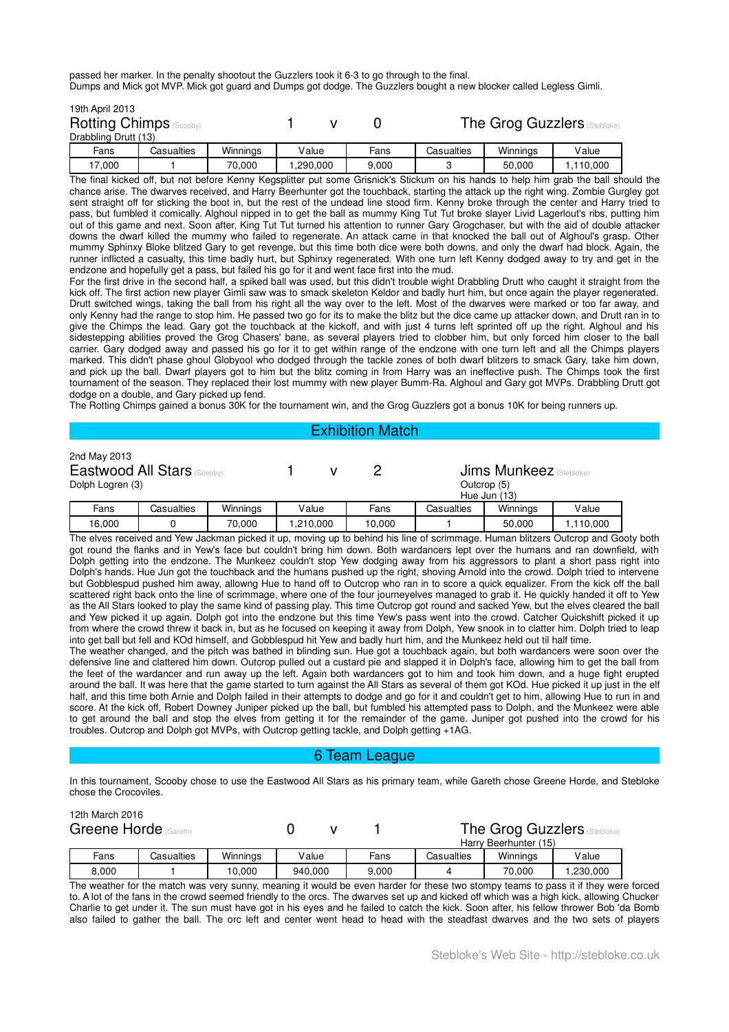passed her marker. In the penalty shootout the Guzzlers took it 6-3 to go through to the final.
Dumps and Mick got MVP. Mick got guard and Dumps got dodge. The Guzzlers bought a new blocker called Legless Gimli.

19th April 2013

**Rotting Chimps** (Scooby) 1 v 0 **The Grog Guzzlers** (Stebloke)

Drabbling Drutt (13)

| Fans | Casualties | Winnings | Value | Fans | Casualties | Winnings | Value |
|---|---|---|---|---|---|---|---|
| 17,000 | 1 | 70,000 | 1,290,000 | 9,000 | 3 | 50,000 | 1,110,000 |

The final kicked off, but not before Kenny Kegsplitter put some Grisnick's Stickum on his hands to help him grab the ball should the chance arise. The dwarves received, and Harry Beerhunter got the touchback, starting the attack up the right wing. Zombie Gurgley got sent straight off for sticking the boot in, but the rest of the undead line stood firm. Kenny broke through the center and Harry tried to pass, but fumbled it comically. Alghoul nipped in to get the ball as mummy King Tut Tut broke slayer Livid Lagerlout's ribs, putting him out of this game and next. Soon after, King Tut Tut turned his attention to runner Gary Grogchaser, but with the aid of double attacker downs the dwarf killed the mummy who failed to regenerate. An attack came in that knocked the ball out of Alghoul's grasp. Other mummy Sphinxy Bloke blitzed Gary to get revenge, but this time both dice were both downs, and only the dwarf had block. Again, the runner inflicted a casualty, this time badly hurt, but Sphinxy regenerated. With one turn left Kenny dodged away to try and get in the endzone and hopefully get a pass, but failed his go for it and went face first into the mud.

For the first drive in the second half, a spiked ball was used, but this didn't trouble wight Drabbling Drutt who caught it straight from the kick off. The first action new player Gimli saw was to smack skeleton Keldor and badly hurt him, but once again the player regenerated. Drutt switched wings, taking the ball from his right all the way over to the left. Most of the dwarves were marked or too far away, and only Kenny had the range to stop him. He passed two go for its to make the blitz but the dice came up attacker down, and Drutt ran in to give the Chimps the lead. Gary got the touchback at the kickoff, and with just 4 turns left sprinted off up the right. Alghoul and his sidestepping abilities proved the Grog Chasers' bane, as several players tried to clobber him, but only forced him closer to the ball carrier. Gary dodged away and passed his go for it to get within range of the endzone with one turn left and all the Chimps players marked. This didn't phase ghoul Globyool who dodged through the tackle zones of both dwarf blitzers to smack Gary, take him down, and pick up the ball. Dwarf players got to him but the blitz coming in from Harry was an ineffective push. The Chimps took the first tournament of the season. They replaced their lost mummy with new player Bumm-Ra. Alghoul and Gary got MVPs. Drabbling Drutt got dodge on a double, and Gary picked up fend.

The Rotting Chimps gained a bonus 30K for the tournament win, and the Grog Guzzlers got a bonus 10K for being runners up.

## Exhibition Match

2nd May 2013

**Eastwood All Stars** (Scooby) 1 v 2 **Jims Munkeez** (Stebloke)

Dolph Logren (3) — Outcrop (5), Hue Jun (13)

| Fans | Casualties | Winnings | Value | Fans | Casualties | Winnings | Value |
|---|---|---|---|---|---|---|---|
| 16,000 | 0 | 70,000 | 1,210,000 | 10,000 | 1 | 50,000 | 1,110,000 |

The elves received and Yew Jackman picked it up, moving up to behind his line of scrimmage. Human blitzers Outcrop and Gooty both got round the flanks and in Yew's face but couldn't bring him down. Both wardancers lept over the humans and ran downfield, with Dolph getting into the endzone. The Munkeez couldn't stop Yew dodging away from his aggressors to plant a short pass right into Dolph's hands. Hue Jun got the touchback and the humans pushed up the right, shoving Arnold into the crowd. Dolph tried to intervene but Gobblespud pushed him away, allowng Hue to hand off to Outcrop who ran in to score a quick equalizer. From the kick off the ball scattered right back onto the line of scrimmage, where one of the four journeyelves managed to grab it. He quickly handed it off to Yew as the All Stars looked to play the same kind of passing play. This time Outcrop got round and sacked Yew, but the elves cleared the ball and Yew picked it up again. Dolph got into the endzone but this time Yew's pass went into the crowd. Catcher Quickshift picked it up from where the crowd threw it back in, but as he focused on keeping it away from Dolph, Yew snook in to clatter him. Dolph tried to leap into get ball but fell and KOd himself, and Gobblespud hit Yew and badly hurt him, and the Munkeez held out til half time.

The weather changed, and the pitch was bathed in blinding sun. Hue got a touchback again, but both wardancers were soon over the defensive line and clattered him down. Outcrop pulled out a custard pie and slapped it in Dolph's face, allowing him to get the ball from the feet of the wardancer and run away up the left. Again both wardancers got to him and took him down, and a huge fight erupted around the ball. It was here that the game started to turn against the All Stars as several of them got KOd. Hue picked it up just in the elf half, and this time both Arnie and Dolph failed in their attempts to dodge and go for it and couldn't get to him, allowing Hue to run in and score. At the kick off, Robert Downey Juniper picked up the ball, but fumbled his attempted pass to Dolph, and the Munkeez were able to get around the ball and stop the elves from getting it for the remainder of the game. Juniper got pushed into the crowd for his troubles. Outcrop and Dolph got MVPs, with Outcrop getting tackle, and Dolph getting +1AG.

## 6 Team League

In this tournament, Scooby chose to use the Eastwood All Stars as his primary team, while Gareth chose Greene Horde, and Stebloke chose the Crocoviles.

12th March 2016

**Greene Horde** (Gareth) 0 v 1 **The Grog Guzzlers** (Stebloke)

Harry Beerhunter (15)

| Fans | Casualties | Winnings | Value | Fans | Casualties | Winnings | Value |
|---|---|---|---|---|---|---|---|
| 8,000 | 1 | 10,000 | 940,000 | 9,000 | 4 | 70,000 | 1,230,000 |

The weather for the match was very sunny, meaning it would be even harder for these two stompy teams to pass it if they were forced to. A lot of the fans in the crowd seemed friendly to the orcs. The dwarves set up and kicked off which was a high kick, allowing Chucker Charlie to get under it. The sun must have got in his eyes and he failed to catch the kick. Soon after, his fellow thrower Bob 'da Bomb also failed to gather the ball. The orc left and center went head to head with the steadfast dwarves and the two sets of players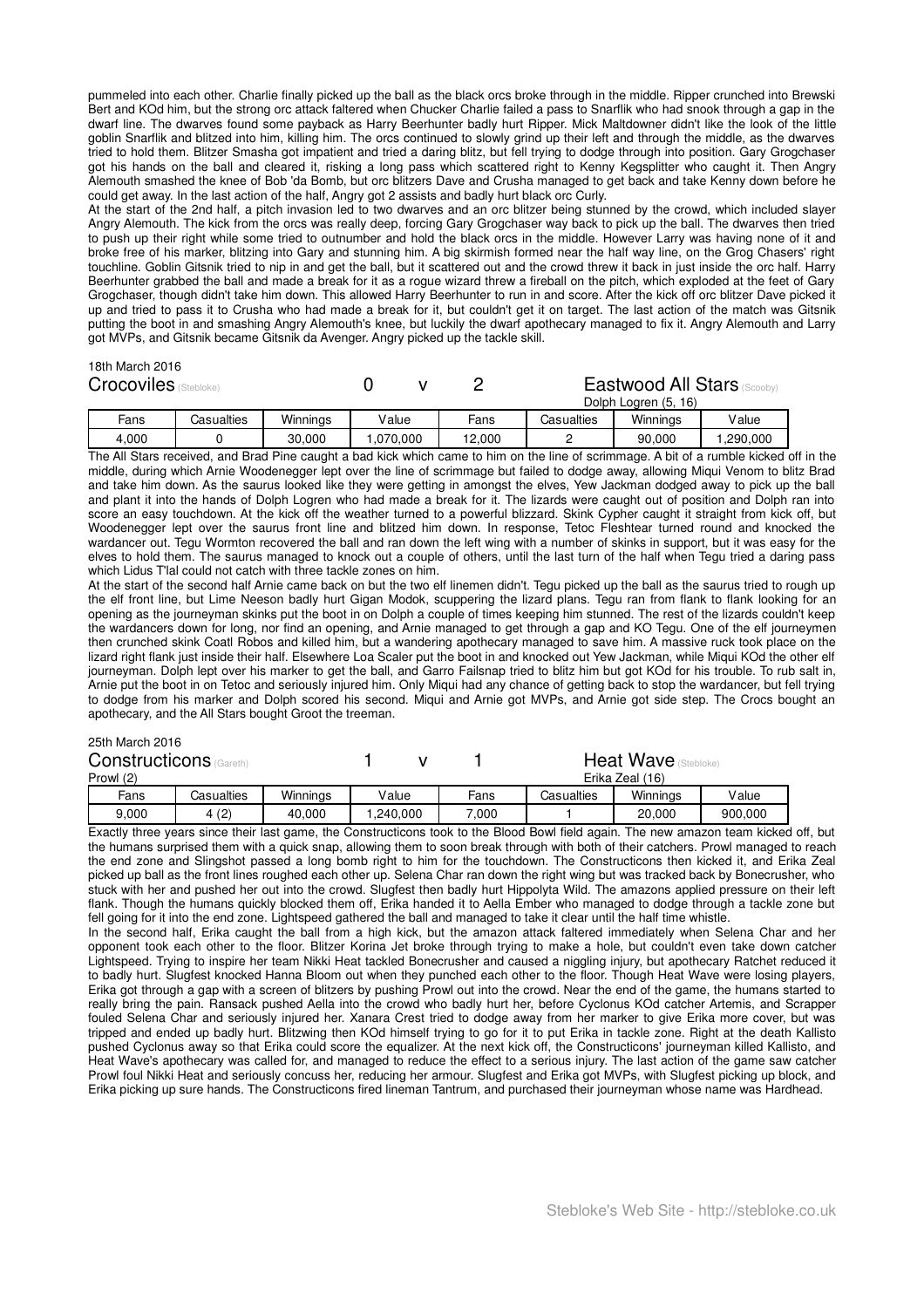pummeled into each other. Charlie finally picked up the ball as the black orcs broke through in the middle. Ripper crunched into Brewski Bert and KOd him, but the strong orc attack faltered when Chucker Charlie failed a pass to Snarflik who had snook through a gap in the dwarf line. The dwarves found some payback as Harry Beerhunter badly hurt Ripper. Mick Maltdowner didn't like the look of the little goblin Snarflik and blitzed into him, killing him. The orcs continued to slowly grind up their left and through the middle, as the dwarves tried to hold them. Blitzer Smasha got impatient and tried a daring blitz, but fell trying to dodge through into position. Gary Grogchaser got his hands on the ball and cleared it, risking a long pass which scattered right to Kenny Kegsplitter who caught it. Then Angry Alemouth smashed the knee of Bob 'da Bomb, but orc blitzers Dave and Crusha managed to get back and take Kenny down before he could get away. In the last action of the half, Angry got 2 assists and badly hurt black orc Curly.

At the start of the 2nd half, a pitch invasion led to two dwarves and an orc blitzer being stunned by the crowd, which included slayer Angry Alemouth. The kick from the orcs was really deep, forcing Gary Grogchaser way back to pick up the ball. The dwarves then tried to push up their right while some tried to outnumber and hold the black orcs in the middle. However Larry was having none of it and broke free of his marker, blitzing into Gary and stunning him. A big skirmish formed near the half way line, on the Grog Chasers' right touchline. Goblin Gitsnik tried to nip in and get the ball, but it scattered out and the crowd threw it back in just inside the orc half. Harry Beerhunter grabbed the ball and made a break for it as a rogue wizard threw a fireball on the pitch, which exploded at the feet of Gary Grogchaser, though didn't take him down. This allowed Harry Beerhunter to run in and score. After the kick off orc blitzer Dave picked it up and tried to pass it to Crusha who had made a break for it, but couldn't get it on target. The last action of the match was Gitsnik putting the boot in and smashing Angry Alemouth's knee, but luckily the dwarf apothecary managed to fix it. Angry Alemouth and Larry got MVPs, and Gitsnik became Gitsnik da Avenger. Angry picked up the tackle skill.

18th March 2016

| Crocoviles (Stebloke) | | | | 0 v 2 | Eastwood All Stars (Scooby) | | |
|---|---|---|---|---|---|---|---|
| | | | | | Dolph Logren (5, 16) | | |
| Fans | Casualties | Winnings | Value | Fans | Casualties | Winnings | Value |
| 4,000 | 0 | 30,000 | 1,070,000 | 12,000 | 2 | 90,000 | 1,290,000 |

The All Stars received, and Brad Pine caught a bad kick which came to him on the line of scrimmage. A bit of a rumble kicked off in the middle, during which Arnie Woodenegger lept over the line of scrimmage but failed to dodge away, allowing Miqui Venom to blitz Brad and take him down. As the saurus looked like they were getting in amongst the elves, Yew Jackman dodged away to pick up the ball and plant it into the hands of Dolph Logren who had made a break for it. The lizards were caught out of position and Dolph ran into score an easy touchdown. At the kick off the weather turned to a powerful blizzard. Skink Cypher caught it straight from kick off, but Woodenegger lept over the saurus front line and blitzed him down. In response, Tetoc Fleshtear turned round and knocked the wardancer out. Tegu Wormton recovered the ball and ran down the left wing with a number of skinks in support, but it was easy for the elves to hold them. The saurus managed to knock out a couple of others, until the last turn of the half when Tegu tried a daring pass which Lidus T'lal could not catch with three tackle zones on him.

At the start of the second half Arnie came back on but the two elf linemen didn't. Tegu picked up the ball as the saurus tried to rough up the elf front line, but Lime Neeson badly hurt Gigan Modok, scuppering the lizard plans. Tegu ran from flank to flank looking for an opening as the journeyman skinks put the boot in on Dolph a couple of times keeping him stunned. The rest of the lizards couldn't keep the wardancers down for long, nor find an opening, and Arnie managed to get through a gap and KO Tegu. One of the elf journeymen then crunched skink Coatl Robos and killed him, but a wandering apothecary managed to save him. A massive ruck took place on the lizard right flank just inside their half. Elsewhere Loa Scaler put the boot in and knocked out Yew Jackman, while Miqui KOd the other elf journeyman. Dolph lept over his marker to get the ball, and Garro Failsnap tried to blitz him but got KOd for his trouble. To rub salt in, Arnie put the boot in on Tetoc and seriously injured him. Only Miqui had any chance of getting back to stop the wardancer, but fell trying to dodge from his marker and Dolph scored his second. Miqui and Arnie got MVPs, and Arnie got side step. The Crocs bought an apothecary, and the All Stars bought Groot the treeman.

25th March 2016

| Constructicons (Gareth) | | | | 1 v 1 | Heat Wave (Stebloke) | | |
|---|---|---|---|---|---|---|---|
| Prowl (2) | | | | | Erika Zeal (16) | | |
| Fans | Casualties | Winnings | Value | Fans | Casualties | Winnings | Value |
| 9,000 | 4 (2) | 40,000 | 1,240,000 | 7,000 | 1 | 20,000 | 900,000 |

Exactly three years since their last game, the Constructicons took to the Blood Bowl field again. The new amazon team kicked off, but the humans surprised them with a quick snap, allowing them to soon break through with both of their catchers. Prowl managed to reach the end zone and Slingshot passed a long bomb right to him for the touchdown. The Constructicons then kicked it, and Erika Zeal picked up ball as the front lines roughed each other up. Selena Char ran down the right wing but was tracked back by Bonecrusher, who stuck with her and pushed her out into the crowd. Slugfest then badly hurt Hippolyta Wild. The amazons applied pressure on their left flank. Though the humans quickly blocked them off, Erika handed it to Aella Ember who managed to dodge through a tackle zone but fell going for it into the end zone. Lightspeed gathered the ball and managed to take it clear until the half time whistle.

In the second half, Erika caught the ball from a high kick, but the amazon attack faltered immediately when Selena Char and her opponent took each other to the floor. Blitzer Korina Jet broke through trying to make a hole, but couldn't even take down catcher Lightspeed. Trying to inspire her team Nikki Heat tackled Bonecrusher and caused a niggling injury, but apothecary Ratchet reduced it to badly hurt. Slugfest knocked Hanna Bloom out when they punched each other to the floor. Though Heat Wave were losing players, Erika got through a gap with a screen of blitzers by pushing Prowl out into the crowd. Near the end of the game, the humans started to really bring the pain. Ransack pushed Aella into the crowd who badly hurt her, before Cyclonus KOd catcher Artemis, and Scrapper fouled Selena Char and seriously injured her. Xanara Crest tried to dodge away from her marker to give Erika more cover, but was tripped and ended up badly hurt. Blitzwing then KOd himself trying to go for it to put Erika in tackle zone. Right at the death Kallisto pushed Cyclonus away so that Erika could score the equalizer. At the next kick off, the Constructicons' journeyman killed Kallisto, and Heat Wave's apothecary was called for, and managed to reduce the effect to a serious injury. The last action of the game saw catcher Prowl foul Nikki Heat and seriously concuss her, reducing her armour. Slugfest and Erika got MVPs, with Slugfest picking up block, and Erika picking up sure hands. The Constructicons fired lineman Tantrum, and purchased their journeyman whose name was Hardhead.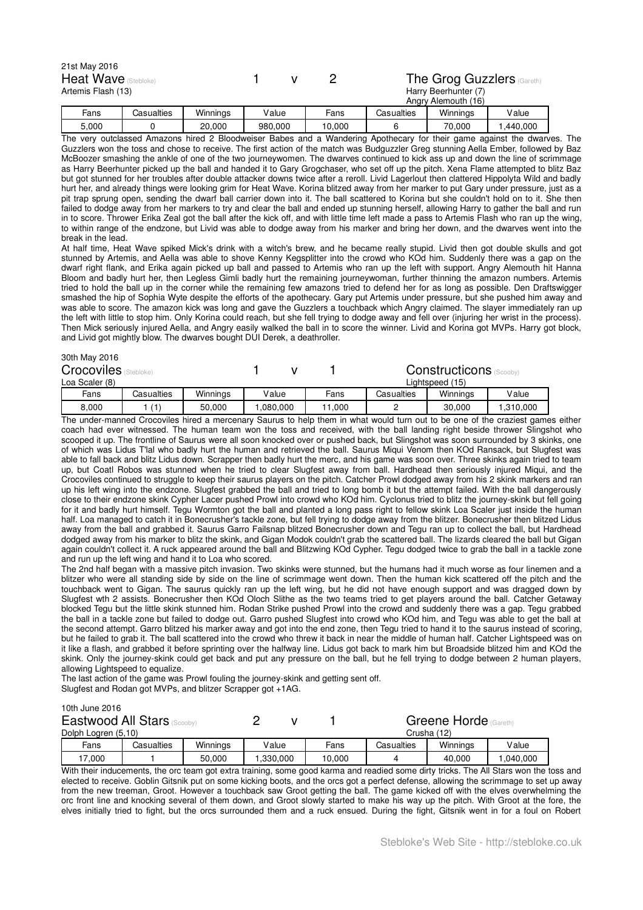21st May 2016

**Heat Wave** (Stebloke) 1 v 2 **The Grog Guzzlers** (Gareth)

Artemis Flash (13) — Harry Beerhunter (7), Angry Alemouth (16)

| Fans | Casualties | Winnings | Value | Fans | Casualties | Winnings | Value |
|---|---|---|---|---|---|---|---|
| 5,000 | 0 | 20,000 | 980,000 | 10,000 | 6 | 70,000 | 1,440,000 |

The very outclassed Amazons hired 2 Bloodweiser Babes and a Wandering Apothecary for their game against the dwarfs. The Guzzlers won the toss and chose to receive. The first action of the match was Budguzzler Greg stunning Aella Ember, followed by Baz McBoozer smashing the ankle of one of the two journeywomen. The dwarves continued to kick ass up and down the line of scrimmage as Harry Beerhunter picked up the ball and handed it to Gary Grogchaser, who set off up the pitch. Xena Flame attempted to blitz Baz but got stunned for her troubles after double attacker downs twice after a reroll. Livid Lagerlout then clattered Hippolyta Wild and badly hurt her, and already things were looking grim for Heat Wave. Korina blitzed away from her marker to put Gary under pressure, just as a pit trap sprung open, sending the dwarf ball carrier down into it. The ball scattered to Korina but she couldn't hold on to it. She then failed to dodge away from her markers to try and clear the ball and ended up stunning herself, allowing Harry to gather the ball and run in to score. Thrower Erika Zeal got the ball after the kick off, and with little time left made a pass to Artemis Flash who ran up the wing, to within range of the endzone, but Livid was able to dodge away from his marker and bring her down, and the dwarves went into the break in the lead.

At half time, Heat Wave spiked Mick's drink with a witch's brew, and he became really stupid. Livid then got double skulls and got stunned by Artemis, and Aella was able to shove Kenny Kegsplitter into the crowd who KOd him. Suddenly there was a gap on the dwarf right flank, and Erika again picked up ball and passed to Artemis who ran up the left with support. Angry Alemouth hit Hanna Bloom and badly hurt her, then Legless Gimli badly hurt the remaining journeywoman, further thinning the amazon numbers. Artemis tried to hold the ball up in the corner while the remaining few amazons tried to defend her for as long as possible. Den Draftswigger smashed the hip of Sophia Wyte despite the efforts of the apothecary. Gary put Artemis under pressure, but she pushed him away and was able to score. The amazon kick was long and gave the Guzzlers a touchback which Angry claimed. The slayer immediately ran up the left with little to stop him. Only Korina could reach, but she fell trying to dodge away and fell over (injuring her wrist in the process). Then Mick seriously injured Aella, and Angry easily walked the ball in to score the winner. Livid and Korina got MVPs. Harry got block, and Livid got mightly blow. The dwarves bought DUI Derek, a deathroller.

30th May 2016

**Crocoviles** (Stebloke) 1 v 1 **Constructicons** (Scooby)

Loa Scaler (8) — Lightspeed (15)

| Fans | Casualties | Winnings | Value | Fans | Casualties | Winnings | Value |
|---|---|---|---|---|---|---|---|
| 8,000 | 1 (1) | 50,000 | 1,080,000 | 11,000 | 2 | 30,000 | 1,310,000 |

The under-manned Crocoviles hired a mercenary Saurus to help them in what would turn out to be one of the craziest games either coach had ever witnessed. The human team won the toss and received, with the ball landing right beside thrower Slingshot who scooped it up. The frontline of Saurus were all soon knocked over or pushed back, but Slingshot was soon surrounded by 3 skinks, one of which was Lidus T'lal who badly hurt the human and retrieved the ball. Saurus Miqui Venom then KOd Ransack, but Slugfest was able to fall back and blitz Lidus down. Scrapper then badly hurt the merc, and his game was soon over. Three skinks again tried to team up, but Coatl Robos was stunned when he tried to clear Slugfest away from ball. Hardhead then seriously injured Miqui, and the Crocoviles continued to struggle to keep their saurus players on the pitch. Catcher Prowl dodged away from his 2 skink markers and ran up his left wing into the endzone. Slugfest grabbed the ball and tried to long bomb it but the attempt failed. With the ball dangerously close to their endzone skink Cypher Lacer pushed Prowl into crowd who KOd him. Cyclonus tried to blitz the journey-skink but fell going for it and badly hurt himself. Tegu Wormton got the ball and planted a long pass right to fellow skink Loa Scaler just inside the human half. Loa managed to catch it in Bonecrusher's tackle zone, but fell trying to dodge away from the blitzer. Bonecrusher then blitzed Lidus away from the ball and grabbed it. Saurus Garro Failsnap blitzed Bonecrusher down and Tegu ran up to collect the ball, but Hardhead dodged away from his marker to blitz the skink, and Gigan Modok couldn't grab the scattered ball. The lizards cleared the ball but Gigan again couldn't collect it. A ruck appeared around the ball and Blitzwing KOd Cypher. Tegu dodged twice to grab the ball in a tackle zone and run up the left wing and hand it to Loa who scored.

The 2nd half began with a massive pitch invasion. Two skinks were stunned, but the humans had it much worse as four linemen and a blitzer who were all standing side by side on the line of scrimmage went down. Then the human kick scattered off the pitch and the touchback went to Gigan. The saurus quickly ran up the left wing, but he did not have enough support and was dragged down by Slugfest wth 2 assists. Bonecrusher then KOd Oloch Slithe as the two teams tried to get players around the ball. Catcher Getaway blocked Tegu but the little skink stunned him. Rodan Strike pushed Prowl into the crowd and suddenly there was a gap. Tegu grabbed the ball in a tackle zone but failed to dodge out. Garro pushed Slugfest into crowd who KOd him, and Tegu was able to get the ball at the second attempt. Garro blitzed his marker away and got into the end zone, then Tegu tried to hand it to the saurus instead of scoring, but he failed to grab it. The ball scattered into the crowd who threw it back in near the middle of human half. Catcher Lightspeed was on it like a flash, and grabbed it before sprinting over the halfway line. Lidus got back to mark him but Broadside blitzed him and KOd the skink. Only the journey-skink could get back and put any pressure on the ball, but he fell trying to dodge between 2 human players, allowing Lightspeed to equalize.

The last action of the game was Prowl fouling the journey-skink and getting sent off.

Slugfest and Rodan got MVPs, and blitzer Scrapper got +1AG.

10th June 2016

**Eastwood All Stars** (Scooby) 2 v 1 **Greene Horde** (Gareth)

Dolph Logren (5,10) — Crusha (12)

| Fans | Casualties | Winnings | Value | Fans | Casualties | Winnings | Value |
|---|---|---|---|---|---|---|---|
| 17,000 | 1 | 50,000 | 1,330,000 | 10,000 | 4 | 40,000 | 1,040,000 |

With their inducements, the orc team got extra training, some good karma and readied some dirty tricks. The All Stars won the toss and elected to receive. Goblin Gitsnik put on some kicking boots, and the orcs got a perfect defense, allowing the scrimmage to set up away from the new treeman, Groot. However a touchback saw Groot getting the ball. The game kicked off with the elves overwhelming the orc front line and knocking several of them down, and Groot slowly started to make his way up the pitch. With Groot at the fore, the elves initially tried to fight, but the orcs surrounded them and a ruck ensued. During the fight, Gitsnik went in for a foul on Robert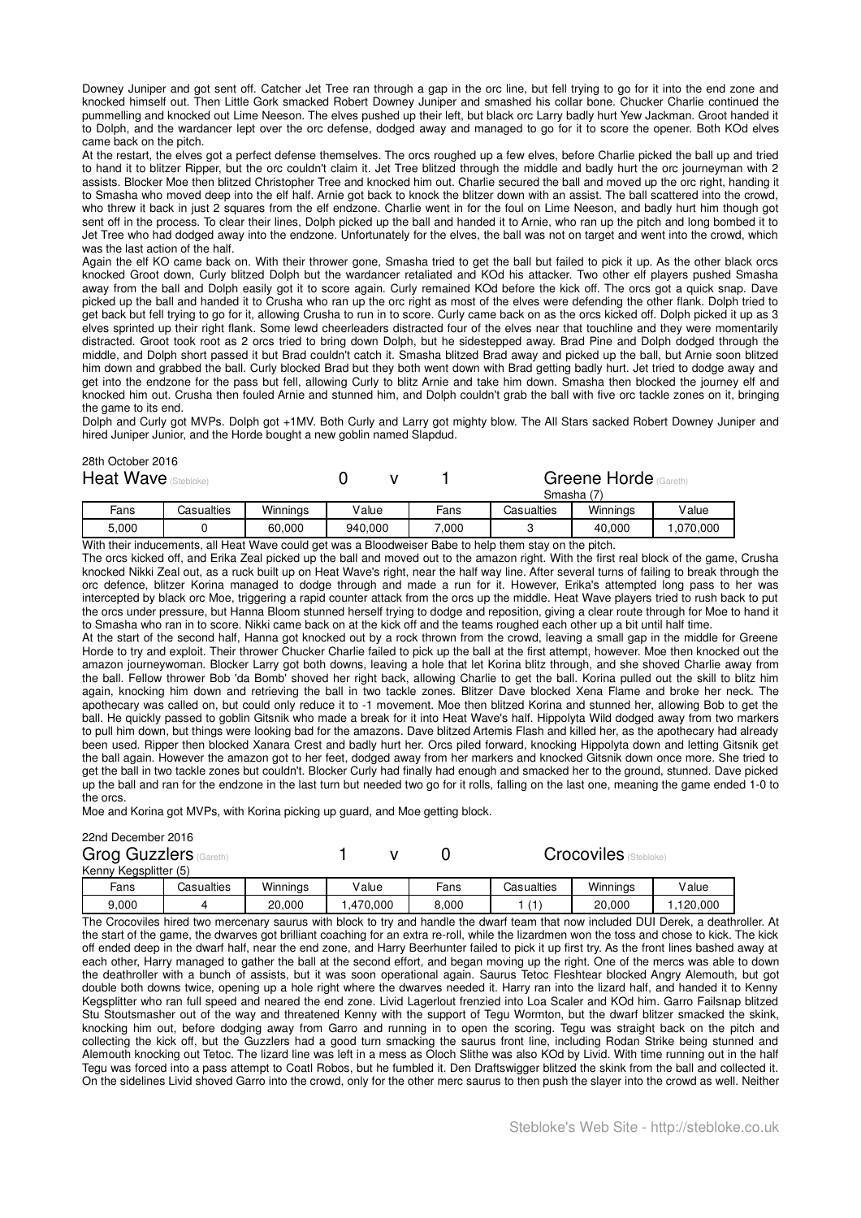Downey Juniper and got sent off. Catcher Jet Tree ran through a gap in the orc line, but fell trying to go for it into the end zone and knocked himself out. Then Little Gork smacked Robert Downey Juniper and smashed his collar bone. Chucker Charlie continued the pummelling and knocked out Lime Neeson. The elves pushed up their left, but black orc Larry badly hurt Yew Jackman. Groot handed it to Dolph, and the wardancer lept over the orc defense, dodged away and managed to go for it to score the opener. Both KOd elves came back on the pitch.

At the restart, the elves got a perfect defense themselves. The orcs roughed up a few elves, before Charlie picked the ball up and tried to hand it to blitzer Ripper, but the orc couldn't claim it. Jet Tree blitzed through the middle and badly hurt the orc journeyman with 2 assists. Blocker Moe then blitzed Christopher Tree and knocked him out. Charlie secured the ball and moved up the orc right, handing it to Smasha who moved deep into the elf half. Arnie got back to knock the blitzer down with an assist. The ball scattered into the crowd, who threw it back in just 2 squares from the elf endzone. Charlie went in for the foul on Lime Neeson, and badly hurt him though got sent off in the process. To clear their lines, Dolph picked up the ball and handed it to Arnie, who ran up the pitch and long bombed it to Jet Tree who had dodged away into the endzone. Unfortunately for the elves, the ball was not on target and went into the crowd, which was the last action of the half.

Again the elf KO came back on. With their thrower gone, Smasha tried to get the ball but failed to pick it up. As the other black orcs knocked Groot down, Curly blitzed Dolph but the wardancer retaliated and KOd his attacker. Two other elf players pushed Smasha away from the ball and Dolph easily got it to score again. Curly remained KOd before the kick off. The orcs got a quick snap. Dave picked up the ball and handed it to Crusha who ran up the orc right as most of the elves were defending the other flank. Dolph tried to get back but fell trying to go for it, allowing Crusha to run in to score. Curly came back on as the orcs kicked off. Dolph picked it up as 3 elves sprinted up their right flank. Some lewd cheerleaders distracted four of the elves near that touchline and they were momentarily distracted. Groot took root as 2 orcs tried to bring down Dolph, but he sidestepped away. Brad Pine and Dolph dodged through the middle, and Dolph short passed it but Brad couldn't catch it. Smasha blitzed Brad away and picked up the ball, but Arnie soon blitzed him down and grabbed the ball. Curly blocked Brad but they both went down with Brad getting badly hurt. Jet tried to dodge away and get into the endzone for the pass but fell, allowing Curly to blitz Arnie and take him down. Smasha then blocked the journey elf and knocked him out. Crusha then fouled Arnie and stunned him, and Dolph couldn't grab the ball with five orc tackle zones on it, bringing the game to its end.

Dolph and Curly got MVPs. Dolph got +1MV. Both Curly and Larry got mighty blow. The All Stars sacked Robert Downey Juniper and hired Juniper Junior, and the Horde bought a new goblin named Slapdud.

28th October 2016

## Heat Wave (Stebloke) 0 v 1 Greene Horde (Gareth)

Smasha (7)

| Fans | Casualties | Winnings | Value | Fans | Casualties | Winnings | Value |
|---|---|---|---|---|---|---|---|
| 5,000 | 0 | 60,000 | 940,000 | 7,000 | 3 | 40,000 | 1,070,000 |

With their inducements, all Heat Wave could get was a Bloodweiser Babe to help them stay on the pitch.

The orcs kicked off, and Erika Zeal picked up the ball and moved out to the amazon right. With the first real block of the game, Crusha knocked Nikki Zeal out, as a ruck built up on Heat Wave's right, near the half way line. After several turns of failing to break through the orc defence, blitzer Korina managed to dodge through and made a run for it. However, Erika's attempted long pass to her was intercepted by black orc Moe, triggering a rapid counter attack from the orcs up the middle. Heat Wave players tried to rush back to put the orcs under pressure, but Hanna Bloom stunned herself trying to dodge and reposition, giving a clear route through for Moe to hand it to Smasha who ran in to score. Nikki came back on at the kick off and the teams roughed each other up a bit until half time.

At the start of the second half, Hanna got knocked out by a rock thrown from the crowd, leaving a small gap in the middle for Greene Horde to try and exploit. Their thrower Chucker Charlie failed to pick up the ball at the first attempt, however. Moe then knocked out the amazon journeywoman. Blocker Larry got both downs, leaving a hole that let Korina blitz through, and she shoved Charlie away from the ball. Fellow thrower Bob 'da Bomb' shoved her right back, allowing Charlie to get the ball. Korina pulled out the skill to blitz him again, knocking him down and retrieving the ball in two tackle zones. Blitzer Dave blocked Xena Flame and broke her neck. The apothecary was called on, but could only reduce it to -1 movement. Moe then blitzed Korina and stunned her, allowing Bob to get the ball. He quickly passed to goblin Gitsnik who made a break for it into Heat Wave's half. Hippolyta Wild dodged away from two markers to pull him down, but things were looking bad for the amazons. Dave blitzed Artemis Flash and killed her, as the apothecary had already been used. Ripper then blocked Xanara Crest and badly hurt her. Orcs piled forward, knocking Hippolyta down and letting Gitsnik get the ball again. However the amazon got to her feet, dodged away from her markers and knocked Gitsnik down once more. She tried to get the ball in two tackle zones but couldn't. Blocker Curly had finally had enough and smacked her to the ground, stunned. Dave picked up the ball and ran for the endzone in the last turn but needed two go for it rolls, falling on the last one, meaning the game ended 1-0 to the orcs.

Moe and Korina got MVPs, with Korina picking up guard, and Moe getting block.

22nd December 2016

## Grog Guzzlers (Gareth) 1 v 0 Crocoviles (Stebloke)

Kenny Kegsplitter (5)

| Fans | Casualties | Winnings | Value | Fans | Casualties | Winnings | Value |
|---|---|---|---|---|---|---|---|
| 9,000 | 4 | 20,000 | 1,470,000 | 8,000 | 1 (1) | 20,000 | 1,120,000 |

The Crocoviles hired two mercenary saurus with block to try and handle the dwarf team that now included DUI Derek, a deathroller. At the start of the game, the dwarves got brilliant coaching for an extra re-roll, while the lizardmen won the toss and chose to kick. The kick off ended deep in the dwarf half, near the end zone, and Harry Beerhunter failed to pick it up first try. As the front lines bashed away at each other, Harry managed to gather the ball at the second effort, and began moving up the right. One of the mercs was able to down the deathroller with a bunch of assists, but it was soon operational again. Saurus Tetoc Fleshtear blocked Angry Alemouth, but got double both downs twice, opening up a hole right where the dwarves needed it. Harry ran into the lizard half, and handed it to Kenny Kegsplitter who ran full speed and neared the end zone. Livid Lagerlout frenzied into Loa Scaler and KOd him. Garro Failsnap blitzed Stu Stoutsmasher out of the way and threatened Kenny with the support of Tegu Wormton, but the dwarf blitzer smacked the skink, knocking him out, before dodging away from Garro and running in to open the scoring. Tegu was straight back on the pitch and collecting the kick off, but the Guzzlers had a good turn smacking the saurus front line, including Rodan Strike being stunned and Alemouth knocking out Tetoc. The lizard line was left in a mess as Oloch Slithe was also KOd by Livid. With time running out in the half Tegu was forced into a pass attempt to Coatl Robos, but he fumbled it. Den Draftswigger blitzed the skink from the ball and collected it. On the sidelines Livid shoved Garro into the crowd, only for the other merc saurus to then push the slayer into the crowd as well. Neither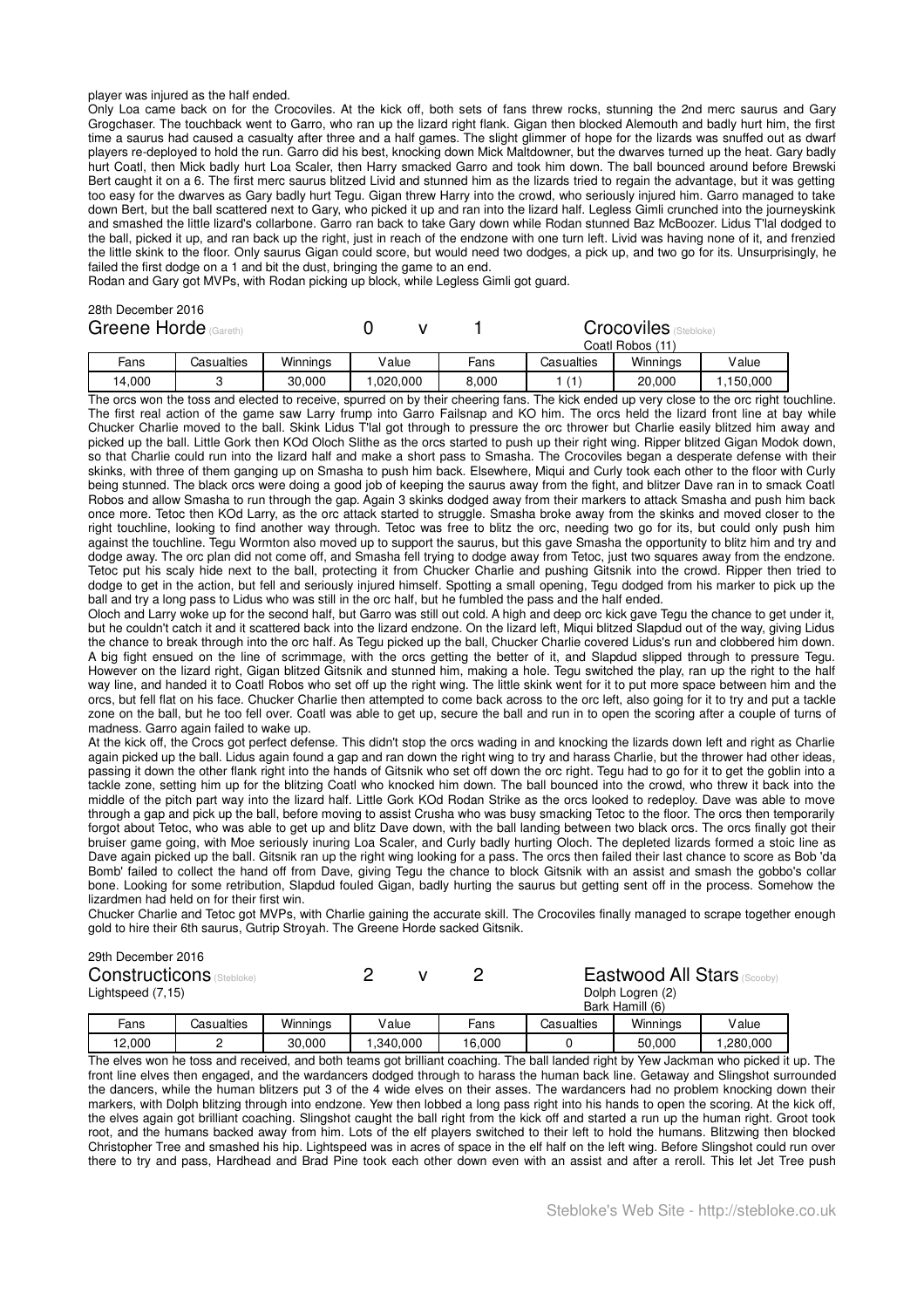player was injured as the half ended.

Only Loa came back on for the Crocoviles. At the kick off, both sets of fans threw rocks, stunning the 2nd merc saurus and Gary Grogchaser. The touchback went to Garro, who ran up the lizard right flank. Gigan then blocked Alemouth and badly hurt him, the first time a saurus had caused a casualty after three and a half games. The slight glimmer of hope for the lizards was snuffed out as dwarf players re-deployed to hold the run. Garro did his best, knocking down Mick Maltdowner, but the dwarves turned up the heat. Gary badly hurt Coatl, then Mick badly hurt Loa Scaler, then Harry smacked Garro and took him down. The ball bounced around before Brewski Bert caught it on a 6. The first merc saurus blitzed Livid and stunned him as the lizards tried to regain the advantage, but it was getting too easy for the dwarves as Gary badly hurt Tegu. Gigan threw Harry into the crowd, who seriously injured him. Garro managed to take down Bert, but the ball scattered next to Gary, who picked it up and ran into the lizard half. Legless Gimli crunched into the journeyskink and smashed the little lizard's collarbone. Garro ran back to take Gary down while Rodan stunned Baz McBoozer. Lidus T'lal dodged to the ball, picked it up, and ran back up the right, just in reach of the endzone with one turn left. Livid was having none of it, and frenzied the little skink to the floor. Only saurus Gigan could score, but would need two dodges, a pick up, and two go for its. Unsurprisingly, he failed the first dodge on a 1 and bit the dust, bringing the game to an end.

Rodan and Gary got MVPs, with Rodan picking up block, while Legless Gimli got guard.

28th December 2016

| Greene Horde (Gareth) | | | | 0 v 1 | Crocoviles (Stebloke) Coatl Robos (11) | | |
|---|---|---|---|---|---|---|---|
| Fans | Casualties | Winnings | Value | Fans | Casualties | Winnings | Value |
| 14,000 | 3 | 30,000 | 1,020,000 | 8,000 | 1 (1) | 20,000 | 1,150,000 |

The orcs won the toss and elected to receive, spurred on by their cheering fans. The kick ended up very close to the orc right touchline. The first real action of the game saw Larry frump into Garro Failsnap and KO him. The orcs held the lizard front line at bay while Chucker Charlie moved to the ball. Skink Lidus T'lal got through to pressure the orc thrower but Charlie easily blitzed him away and picked up the ball. Little Gork then KOd Oloch Slithe as the orcs started to push up their right wing. Ripper blitzed Gigan Modok down, so that Charlie could run into the lizard half and make a short pass to Smasha. The Crocoviles began a desperate defense with their skinks, with three of them ganging up on Smasha to push him back. Elsewhere, Miqui and Curly took each other to the floor with Curly being stunned. The black orcs were doing a good job of keeping the saurus away from the fight, and blitzer Dave ran in to smack Coatl Robos and allow Smasha to run through the gap. Again 3 skinks dodged away from their markers to attack Smasha and push him back once more. Tetoc then KOd Larry, as the orc attack started to struggle. Smasha broke away from the skinks and moved closer to the right touchline, looking to find another way through. Tetoc was free to blitz the orc, needing two go for its, but could only push him against the touchline. Tegu Wormton also moved up to support the saurus, but this gave Smasha the opportunity to blitz him and try and dodge away. The orc plan did not come off, and Smasha fell trying to dodge away from Tetoc, just two squares away from the endzone. Tetoc put his scaly hide next to the ball, protecting it from Chucker Charlie and pushing Gitsnik into the crowd. Ripper then tried to dodge to get in the action, but fell and seriously injured himself. Spotting a small opening, Tegu dodged from his marker to pick up the ball and try a long pass to Lidus who was still in the orc half, but he fumbled the pass and the half ended.

Oloch and Larry woke up for the second half, but Garro was still out cold. A high and deep orc kick gave Tegu the chance to get under it, but he couldn't catch it and it scattered back into the lizard endzone. On the lizard left, Miqui blitzed Slapdud out of the way, giving Lidus the chance to break through into the orc half. As Tegu picked up the ball, Chucker Charlie covered Lidus's run and clobbered him down. A big fight ensued on the line of scrimmage, with the orcs getting the better of it, and Slapdud slipped through to pressure Tegu. However on the lizard right, Gigan blitzed Gitsnik and stunned him, making a hole. Tegu switched the play, ran up the right to the half way line, and handed it to Coatl Robos who set off up the right wing. The little skink went for it to put more space between him and the orcs, but fell flat on his face. Chucker Charlie then attempted to come back across to the orc left, also going for it to try and put a tackle zone on the ball, but he too fell over. Coatl was able to get up, secure the ball and run in to open the scoring after a couple of turns of madness. Garro again failed to wake up.

At the kick off, the Crocs got perfect defense. This didn't stop the orcs wading in and knocking the lizards down left and right as Charlie again picked up the ball. Lidus again found a gap and ran down the right wing to try and harass Charlie, but the thrower had other ideas, passing it down the other flank right into the hands of Gitsnik who set off down the orc right. Tegu had to go for it to get the goblin into a tackle zone, setting him up for the blitzing Coatl who knocked him down. The ball bounced into the crowd, who threw it back into the middle of the pitch part way into the lizard half. Little Gork KOd Rodan Strike as the orcs looked to redeploy. Dave was able to move through a gap and pick up the ball, before moving to assist Crusha who was busy smacking Tetoc to the floor. The orcs then temporarily forgot about Tetoc, who was able to get up and blitz Dave down, with the ball landing between two black orcs. The orcs finally got their bruiser game going, with Moe seriously inuring Loa Scaler, and Curly badly hurting Oloch. The depleted lizards formed a stoic line as Dave again picked up the ball. Gitsnik ran up the right wing looking for a pass. The orcs then failed their last chance to score as Bob 'da Bomb' failed to collect the hand off from Dave, giving Tegu the chance to block Gitsnik with an assist and smash the gobbo's collar bone. Looking for some retribution, Slapdud fouled Gigan, badly hurting the saurus but getting sent off in the process. Somehow the lizardmen had held on for their first win.

Chucker Charlie and Tetoc got MVPs, with Charlie gaining the accurate skill. The Crocoviles finally managed to scrape together enough gold to hire their 6th saurus, Gutrip Stroyah. The Greene Horde sacked Gitsnik.

29th December 2016

| Constructicons (Stebloke) Lightspeed (7,15) | | | | 2 v 2 | Eastwood All Stars (Scooby) Dolph Logren (2) Bark Hamill (6) | | |
|---|---|---|---|---|---|---|---|
| Fans | Casualties | Winnings | Value | Fans | Casualties | Winnings | Value |
| 12,000 | 2 | 30,000 | 1,340,000 | 16,000 | 0 | 50,000 | 1,280,000 |

The elves won he toss and received, and both teams got brilliant coaching. The ball landed right by Yew Jackman who picked it up. The front line elves then engaged, and the wardancers dodged through to harass the human back line. Getaway and Slingshot surrounded the dancers, while the human blitzers put 3 of the 4 wide elves on their asses. The wardancers had no problem knocking down their markers, with Dolph blitzing through into endzone. Yew then lobbed a long pass right into his hands to open the scoring. At the kick off, the elves again got brilliant coaching. Slingshot caught the ball right from the kick off and started a run up the human right. Groot took root, and the humans backed away from him. Lots of the elf players switched to their left to hold the humans. Blitzwing then blocked Christopher Tree and smashed his hip. Lightspeed was in acres of space in the elf half on the left wing. Before Slingshot could run over there to try and pass, Hardhead and Brad Pine took each other down even with an assist and after a reroll. This let Jet Tree push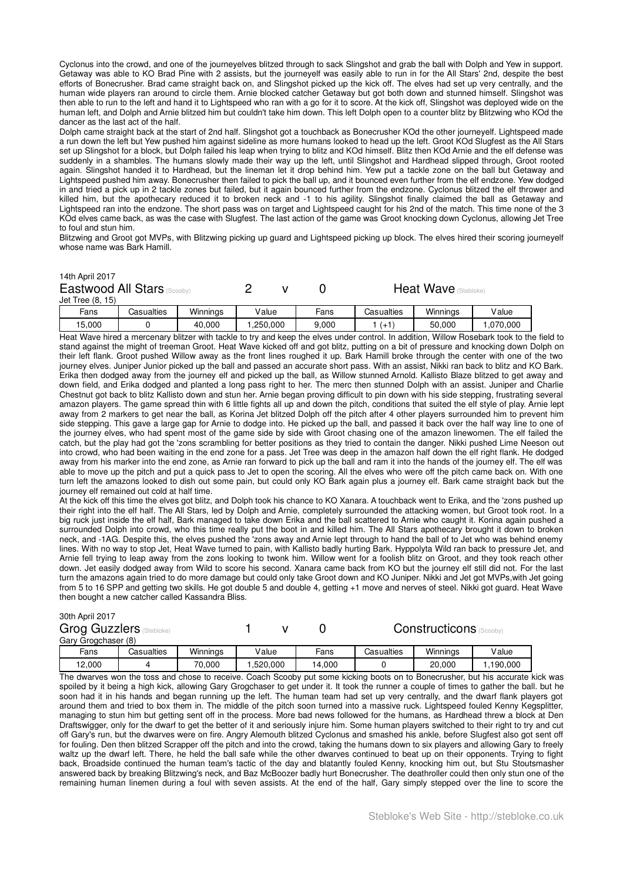Cyclonus into the crowd, and one of the journeyelves blitzed through to sack Slingshot and grab the ball with Dolph and Yew in support. Getaway was able to KO Brad Pine with 2 assists, but the journeyelf was easily able to run in for the All Stars' 2nd, despite the best efforts of Bonecrusher. Brad came straight back on, and Slingshot picked up the kick off. The elves had set up very centrally, and the human wide players ran around to circle them. Arnie blocked catcher Getaway but got both down and stunned himself. Slingshot was then able to run to the left and hand it to Lightspeed who ran with a go for it to score. At the kick off, Slingshot was deployed wide on the human left, and Dolph and Arnie blitzed him but couldn't take him down. This left Dolph open to a counter blitz by Blitzwing who KOd the dancer as the last act of the half.

Dolph came straight back at the start of 2nd half. Slingshot got a touchback as Bonecrusher KOd the other journeyelf. Lightspeed made a run down the left but Yew pushed him against sideline as more humans looked to head up the left. Groot KOd Slugfest as the All Stars set up Slingshot for a block, but Dolph failed his leap when trying to blitz and KOd himself. Blitz then KOd Arnie and the elf defense was suddenly in a shambles. The humans slowly made their way up the left, until Slingshot and Hardhead slipped through, Groot rooted again. Slingshot handed it to Hardhead, but the lineman let it drop behind him. Yew put a tackle zone on the ball but Getaway and Lightspeed pushed him away. Bonecrusher then failed to pick the ball up, and it bounced even further from the elf endzone. Yew dodged in and tried a pick up in 2 tackle zones but failed, but it again bounced further from the endzone. Cyclonus blitzed the elf thrower and killed him, but the apothecary reduced it to broken neck and -1 to his agility. Slingshot finally claimed the ball as Getaway and Lightspeed ran into the endzone. The short pass was on target and Lightspeed caught for his 2nd of the match. This time none of the 3 KOd elves came back, as was the case with Slugfest. The last action of the game was Groot knocking down Cyclonus, allowing Jet Tree to foul and stun him.

Blitzwing and Groot got MVPs, with Blitzwing picking up guard and Lightspeed picking up block. The elves hired their scoring journeyelf whose name was Bark Hamill.

14th April 2017

**Eastwood All Stars** (Scooby) 2 v 0 **Heat Wave** (Stebloke)

Jet Tree (8, 15)

| Fans | Casualties | Winnings | Value | Fans | Casualties | Winnings | Value |
|---|---|---|---|---|---|---|---|
| 15,000 | 0 | 40,000 | 1,250,000 | 9,000 | 1 (+1) | 50,000 | 1,070,000 |

Heat Wave hired a mercenary blitzer with tackle to try and keep the elves under control. In addition, Willow Rosebark took to the field to stand against the might of treeman Groot. Heat Wave kicked off and got blitz, putting on a bit of pressure and knocking down Dolph on their left flank. Groot pushed Willow away as the front lines roughed it up. Bark Hamill broke through the center with one of the two journey elves. Juniper Junior picked up the ball and passed an accurate short pass. With an assist, Nikki ran back to blitz and KO Bark. Erika then dodged away from the journey elf and picked up the ball, as Willow stunned Arnold. Kallisto Blaze blitzed to get away and down field, and Erika dodged and planted a long pass right to her. The merc then stunned Dolph with an assist. Juniper and Charlie Chestnut got back to blitz Kallisto down and stun her. Arnie began proving difficult to pin down with his side stepping, frustrating several amazon players. The game spread thin with 6 little fights all up and down the pitch, conditions that suited the elf style of play. Arnie lept away from 2 markers to get near the ball, as Korina Jet blitzed Dolph off the pitch after 4 other players surrounded him to prevent him side stepping. This gave a large gap for Arnie to dodge into. He picked up the ball, and passed it back over the half way line to one of the journey elves, who had spent most of the game side by side with Groot chasing one of the amazon linewomen. The elf failed the catch, but the play had got the 'zons scrambling for better positions as they tried to contain the danger. Nikki pushed Lime Neeson out into crowd, who had been waiting in the end zone for a pass. Jet Tree was deep in the amazon half down the elf right flank. He dodged away from his marker into the end zone, as Arnie ran forward to pick up the ball and ram it into the hands of the journey elf. The elf was able to move up the pitch and put a quick pass to Jet to open the scoring. All the elves who were off the pitch came back on. With one turn left the amazons looked to dish out some pain, but could only KO Bark again plus a journey elf. Bark came straight back but the journey elf remained out cold at half time.

At the kick off this time the elves got blitz, and Dolph took his chance to KO Xanara. A touchback went to Erika, and the 'zons pushed up their right into the elf half. The All Stars, led by Dolph and Arnie, completely surrounded the attacking women, but Groot took root. In a big ruck just inside the elf half, Bark managed to take down Erika and the ball scattered to Arnie who caught it. Korina again pushed a surrounded Dolph into crowd, who this time really put the boot in and killed him. The All Stars apothecary brought it down to broken neck, and -1AG. Despite this, the elves pushed the 'zons away and Arnie lept through to hand the ball of to Jet who was behind enemy lines. With no way to stop Jet, Heat Wave turned to pain, with Kallisto badly hurting Bark. Hyppolyta Wild ran back to pressure Jet, and Arnie fell trying to leap away from the zons looking to twonk him. Willow went for a foolish blitz on Groot, and they took reach other down. Jet easily dodged away from Wild to score his second. Xanara came back from KO but the journey elf still did not. For the last turn the amazons again tried to do more damage but could only take Groot down and KO Juniper. Nikki and Jet got MVPs,with Jet going from 5 to 16 SPP and getting two skills. He got double 5 and double 4, getting +1 move and nerves of steel. Nikki got guard. Heat Wave then bought a new catcher called Kassandra Bliss.

30th April 2017

**Grog Guzzlers** (Stebloke) 1 v 0 **Constructicons** (Scooby)

Gary Grogchaser (8)

| Fans | Casualties | Winnings | Value | Fans | Casualties | Winnings | Value |
|---|---|---|---|---|---|---|---|
| 12,000 | 4 | 70,000 | 1,520,000 | 14,000 | 0 | 20,000 | 1,190,000 |

The dwarves won the toss and chose to receive. Coach Scooby put some kicking boots on to Bonecrusher, but his accurate kick was spoiled by it being a high kick, allowing Gary Grogchaser to get under it. It took the runner a couple of times to gather the ball. but he soon had it in his hands and began running up the left. The human team had set up very centrally, and the dwarf flank players got around them and tried to box them in. The middle of the pitch soon turned into a massive ruck. Lightspeed fouled Kenny Kegsplitter, managing to stun him but getting sent off in the process. More bad news followed for the humans, as Hardhead threw a block at Den Draftswigger, only for the dwarf to get the better of it and seriously injure him. Some human players switched to their right to try and cut off Gary's run, but the dwarves were on fire. Angry Alemouth blitzed Cyclonus and smashed his ankle, before Slugfest also got sent off for fouling. Den then blitzed Scrapper off the pitch and into the crowd, taking the humans down to six players and allowing Gary to freely waltz up the dwarf left. There, he held the ball safe while the other dwarves continued to beat up on their opponents. Trying to fight back, Broadside continued the human team's tactic of the day and blatantly fouled Kenny, knocking him out, but Stu Stoutsmasher answered back by breaking Blitzwing's neck, and Baz McBoozer badly hurt Bonecrusher. The deathroller could then only stun one of the remaining human linemen during a foul with seven assists. At the end of the half, Gary simply stepped over the line to score the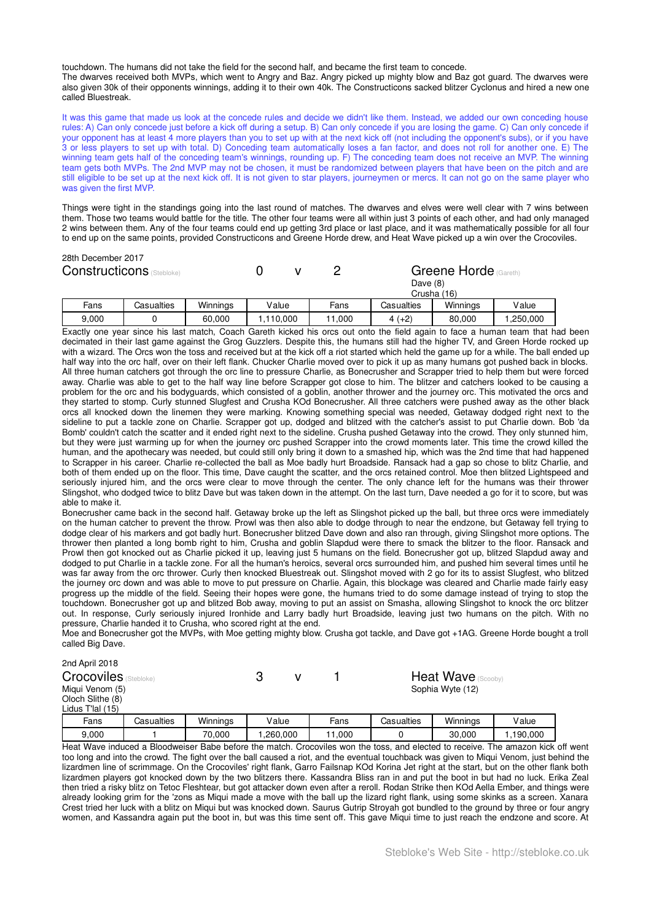touchdown. The humans did not take the field for the second half, and became the first team to concede.
The dwarves received both MVPs, which went to Angry and Baz. Angry picked up mighty blow and Baz got guard. The dwarves were also given 30k of their opponents winnings, adding it to their own 40k. The Constructicons sacked blitzer Cyclonus and hired a new one called Bluestreak.

It was this game that made us look at the concede rules and decide we didn't like them. Instead, we added our own conceding house rules: A) Can only concede just before a kick off during a setup. B) Can only concede if you are losing the game. C) Can only concede if your opponent has at least 4 more players than you to set up with at the next kick off (not including the opponent's subs), or if you have 3 or less players to set up with total. D) Conceding team automatically loses a fan factor, and does not roll for another one. E) The winning team gets half of the conceding team's winnings, rounding up. F) The conceding team does not receive an MVP. The winning team gets both MVPs. The 2nd MVP may not be chosen, it must be randomized between players that have been on the pitch and are still eligible to be set up at the next kick off. It is not given to star players, journeymen or mercs. It can not go on the same player who was given the first MVP.

Things were tight in the standings going into the last round of matches. The dwarves and elves were well clear with 7 wins between them. Those two teams would battle for the title. The other four teams were all within just 3 points of each other, and had only managed 2 wins between them. Any of the four teams could end up getting 3rd place or last place, and it was mathematically possible for all four to end up on the same points, provided Constructicons and Greene Horde drew, and Heat Wave picked up a win over the Crocoviles.

28th December 2017

## Constructicons (Stebloke) 0 v 2 Greene Horde (Gareth)

Dave (8)
Crusha (16)

| Fans | Casualties | Winnings | Value | Fans | Casualties | Winnings | Value |
|---|---|---|---|---|---|---|---|
| 9,000 | 0 | 60,000 | 1,110,000 | 11,000 | 4 (+2) | 80,000 | 1,250,000 |

Exactly one year since his last match, Coach Gareth kicked his orcs out onto the field again to face a human team that had been decimated in their last game against the Grog Guzzlers. Despite this, the humans still had the higher TV, and Green Horde rocked up with a wizard. The Orcs won the toss and received but at the kick off a riot started which held the game up for a while. The ball ended up half way into the orc half, over on their left flank. Chucker Charlie moved over to pick it up as many humans got pushed back in blocks. All three human catchers got through the orc line to pressure Charlie, as Bonecrusher and Scrapper tried to help them but were forced away. Charlie was able to get to the half way line before Scrapper got close to him. The blitzer and catchers looked to be causing a problem for the orc and his bodyguards, which consisted of a goblin, another thrower and the journey orc. This motivated the orcs and they started to stomp. Curly stunned Slugfest and Crusha KOd Bonecrusher. All three catchers were pushed away as the other black orcs all knocked down the linemen they were marking. Knowing something special was needed, Getaway dodged right next to the sideline to put a tackle zone on Charlie. Scrapper got up, dodged and blitzed with the catcher's assist to put Charlie down. Bob 'da Bomb' couldn't catch the scatter and it ended right next to the sideline. Crusha pushed Getaway into the crowd. They only stunned him, but they were just warming up for when the journey orc pushed Scrapper into the crowd moments later. This time the crowd killed the human, and the apothecary was needed, but could still only bring it down to a smashed hip, which was the 2nd time that had happened to Scrapper in his career. Charlie re-collected the ball as Moe badly hurt Broadside. Ransack had a gap so chose to blitz Charlie, and both of them ended up on the floor. This time, Dave caught the scatter, and the orcs retained control. Moe then blitzed Lightspeed and seriously injured him, and the orcs were clear to move through the center. The only chance left for the humans was their thrower Slingshot, who dodged twice to blitz Dave but was taken down in the attempt. On the last turn, Dave needed a go for it to score, but was able to make it.

Bonecrusher came back in the second half. Getaway broke up the left as Slingshot picked up the ball, but three orcs were immediately on the human catcher to prevent the throw. Prowl was then also able to dodge through to near the endzone, but Getaway fell trying to dodge clear of his markers and got badly hurt. Bonecrusher blitzed Dave down and also ran through, giving Slingshot more options. The thrower then planted a long bomb right to him, Crusha and goblin Slapdud were there to smack the blitzer to the floor. Ransack and Prowl then got knocked out as Charlie picked it up, leaving just 5 humans on the field. Bonecrusher got up, blitzed Slapdud away and dodged to put Charlie in a tackle zone. For all the human's heroics, several orcs surrounded him, and pushed him several times until he was far away from the orc thrower. Curly then knocked Bluestreak out. Slingshot moved with 2 go for its to assist Slugfest, who blitzed the journey orc down and was able to move to put pressure on Charlie. Again, this blockage was cleared and Charlie made fairly easy progress up the middle of the field. Seeing their hopes were gone, the humans tried to do some damage instead of trying to stop the touchdown. Bonecrusher got up and blitzed Bob away, moving to put an assist on Smasha, allowing Slingshot to knock the orc blitzer out. In response, Curly seriously injured Ironhide and Larry badly hurt Broadside, leaving just two humans on the pitch. With no pressure, Charlie handed it to Crusha, who scored right at the end.

Moe and Bonecrusher got the MVPs, with Moe getting mighty blow. Crusha got tackle, and Dave got +1AG. Greene Horde bought a troll called Big Dave.

2nd April 2018

## Crocoviles (Stebloke) 3 v 1 Heat Wave (Scooby)

Miqui Venom (5)
Oloch Slithe (8)
Lidus T'lal (15)

Sophia Wyte (12)

| Fans | Casualties | Winnings | Value | Fans | Casualties | Winnings | Value |
|---|---|---|---|---|---|---|---|
| 9,000 | 1 | 70,000 | 1,260,000 | 11,000 | 0 | 30,000 | 1,190,000 |

Heat Wave induced a Bloodweiser Babe before the match. Crocoviles won the toss, and elected to receive. The amazon kick off went too long and into the crowd. The fight over the ball caused a riot, and the eventual touchback was given to Miqui Venom, just behind the lizardmen line of scrimmage. On the Crocoviles' right flank, Garro Failsnap KOd Korina Jet right at the start, but on the other flank both lizardmen players got knocked down by the two blitzers there. Kassandra Bliss ran in and put the boot in but had no luck. Erika Zeal then tried a risky blitz on Tetoc Fleshtear, but got attacker down even after a reroll. Rodan Strike then KOd Aella Ember, and things were already looking grim for the 'zons as Miqui made a move with the ball up the lizard right flank, using some skinks as a screen. Xanara Crest tried her luck with a blitz on Miqui but was knocked down. Saurus Gutrip Stroyah got bundled to the ground by three or four angry women, and Kassandra again put the boot in, but was this time sent off. This gave Miqui time to just reach the endzone and score. At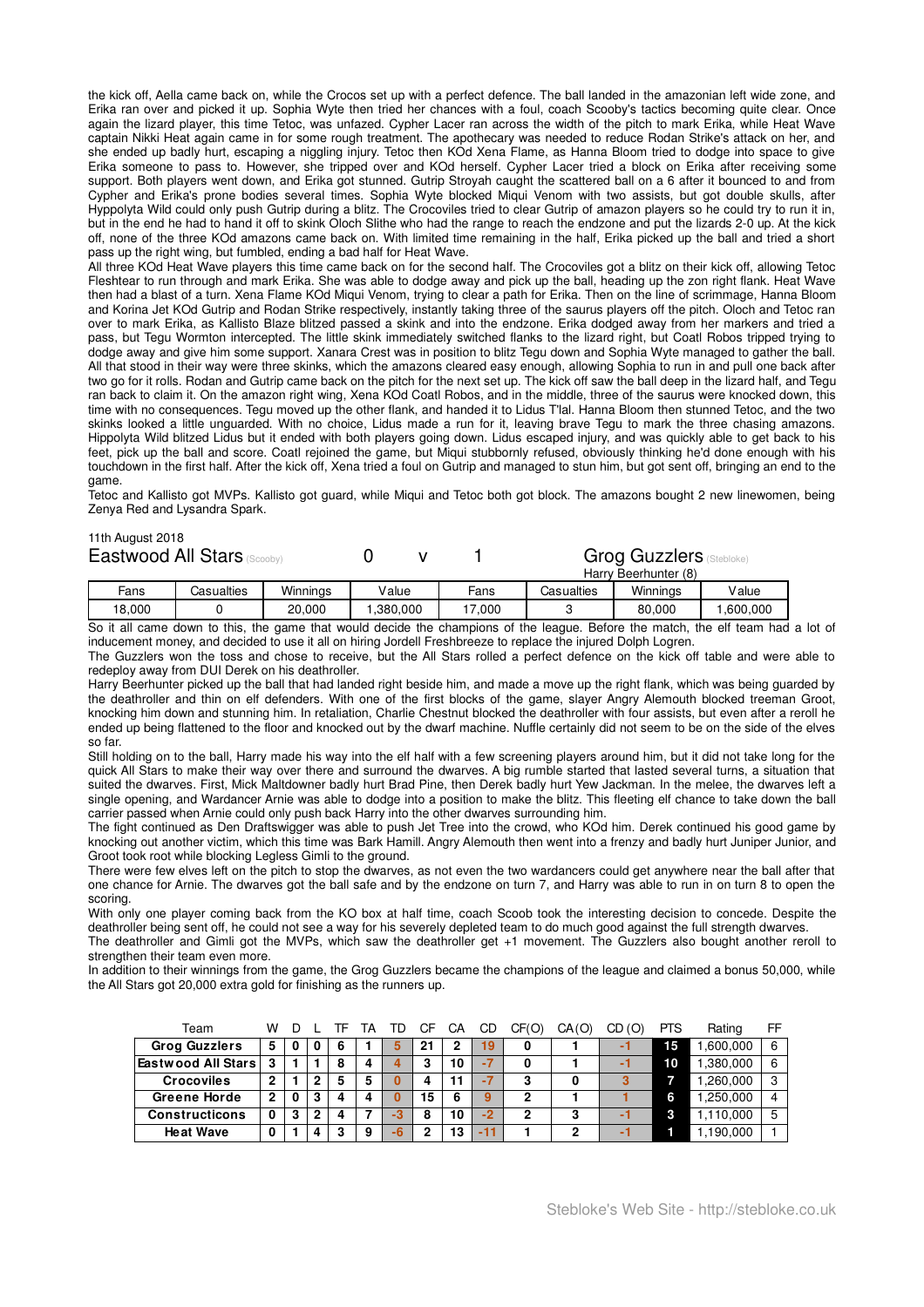the kick off, Aella came back on, while the Crocos set up with a perfect defence. The ball landed in the amazonian left wide zone, and Erika ran over and picked it up. Sophia Wyte then tried her chances with a foul, coach Scooby's tactics becoming quite clear. Once again the lizard player, this time Tetoc, was unfazed. Cypher Lacer ran across the width of the pitch to mark Erika, while Heat Wave captain Nikki Heat again came in for some rough treatment. The apothecary was needed to reduce Rodan Strike's attack on her, and she ended up badly hurt, escaping a niggling injury. Tetoc then KOd Xena Flame, as Hanna Bloom tried to dodge into space to give Erika someone to pass to. However, she tripped over and KOd herself. Cypher Lacer tried a block on Erika after receiving some support. Both players went down, and Erika got stunned. Gutrip Stroyah caught the scattered ball on a 6 after it bounced to and from Cypher and Erika's prone bodies several times. Sophia Wyte blocked Miqui Venom with two assists, but got double skulls, after Hyppolyta Wild could only push Gutrip during a blitz. The Crocoviles tried to clear Gutrip of amazon players so he could try to run it in, but in the end he had to hand it off to skink Oloch Slithe who had the range to reach the endzone and put the lizards 2-0 up. At the kick off, none of the three KOd amazons came back on. With limited time remaining in the half, Erika picked up the ball and tried a short pass up the right wing, but fumbled, ending a bad half for Heat Wave.

All three KOd Heat Wave players this time came back on for the second half. The Crocoviles got a blitz on their kick off, allowing Tetoc Fleshtear to run through and mark Erika. She was able to dodge away and pick up the ball, heading up the zon right flank. Heat Wave then had a blast of a turn. Xena Flame KOd Miqui Venom, trying to clear a path for Erika. Then on the line of scrimmage, Hanna Bloom and Korina Jet KOd Gutrip and Rodan Strike respectively, instantly taking three of the saurus players off the pitch. Oloch and Tetoc ran over to mark Erika, as Kallisto Blaze blitzed passed a skink and into the endzone. Erika dodged away from her markers and tried a pass, but Tegu Wormton intercepted. The little skink immediately switched flanks to the lizard right, but Coatl Robos tripped trying to dodge away and give him some support. Xanara Crest was in position to blitz Tegu down and Sophia Wyte managed to gather the ball. All that stood in their way were three skinks, which the amazons cleared easy enough, allowing Sophia to run in and pull one back after two go for it rolls. Rodan and Gutrip came back on the pitch for the next set up. The kick off saw the ball deep in the lizard half, and Tegu ran back to claim it. On the amazon right wing, Xena KOd Coatl Robos, and in the middle, three of the saurus were knocked down, this time with no consequences. Tegu moved up the other flank, and handed it to Lidus T'lal. Hanna Bloom then stunned Tetoc, and the two skinks looked a little unguarded. With no choice, Lidus made a run for it, leaving brave Tegu to mark the three chasing amazons. Hippolyta Wild blitzed Lidus but it ended with both players going down. Lidus escaped injury, and was quickly able to get back to his feet, pick up the ball and score. Coatl rejoined the game, but Miqui stubbornly refused, obviously thinking he'd done enough with his touchdown in the first half. After the kick off, Xena tried a foul on Gutrip and managed to stun him, but got sent off, bringing an end to the game.

Tetoc and Kallisto got MVPs. Kallisto got guard, while Miqui and Tetoc both got block. The amazons bought 2 new linewomen, being Zenya Red and Lysandra Spark.

11th August 2018

## Eastwood All Stars (Scooby) 0 v 1 Grog Guzzlers (Stebloke)

Harry Beerhunter (8)

| Fans | Casualties | Winnings | Value | Fans | Casualties | Winnings | Value |
|---|---|---|---|---|---|---|---|
| 18,000 | 0 | 20,000 | 1,380,000 | 17,000 | 3 | 80,000 | 1,600,000 |

So it all came down to this, the game that would decide the champions of the league. Before the match, the elf team had a lot of inducement money, and decided to use it all on hiring Jordell Freshbreeze to replace the injured Dolph Logren.

The Guzzlers won the toss and chose to receive, but the All Stars rolled a perfect defence on the kick off table and were able to redeploy away from DUI Derek on his deathroller.

Harry Beerhunter picked up the ball that had landed right beside him, and made a move up the right flank, which was being guarded by the deathroller and thin on elf defenders. With one of the first blocks of the game, slayer Angry Alemouth blocked treeman Groot, knocking him down and stunning him. In retaliation, Charlie Chestnut blocked the deathroller with four assists, but even after a reroll he ended up being flattened to the floor and knocked out by the dwarf machine. Nuffle certainly did not seem to be on the side of the elves so far.

Still holding on to the ball, Harry made his way into the elf half with a few screening players around him, but it did not take long for the quick All Stars to make their way over there and surround the dwarves. A big rumble started that lasted several turns, a situation that suited the dwarves. First, Mick Maltdowner badly hurt Brad Pine, then Derek badly hurt Yew Jackman. In the melee, the dwarves left a single opening, and Wardancer Arnie was able to dodge into a position to make the blitz. This fleeting elf chance to take down the ball carrier passed when Arnie could only push back Harry into the other dwarves surrounding him.

The fight continued as Den Draftswigger was able to push Jet Tree into the crowd, who KOd him. Derek continued his good game by knocking out another victim, which this time was Bark Hamill. Angry Alemouth then went into a frenzy and badly hurt Juniper Junior, and Groot took root while blocking Legless Gimli to the ground.

There were few elves left on the pitch to stop the dwarves, as not even the two wardancers could get anywhere near the ball after that one chance for Arnie. The dwarves got the ball safe and by the endzone on turn 7, and Harry was able to run in on turn 8 to open the scoring.

With only one player coming back from the KO box at half time, coach Scoob took the interesting decision to concede. Despite the deathroller being sent off, he could not see a way for his severely depleted team to do much good against the full strength dwarves.

The deathroller and Gimli got the MVPs, which saw the deathroller get +1 movement. The Guzzlers also bought another reroll to strengthen their team even more.

In addition to their winnings from the game, the Grog Guzzlers became the champions of the league and claimed a bonus 50,000, while the All Stars got 20,000 extra gold for finishing as the runners up.

| Team | W | D | L | TF | TA | TD | CF | CA | CD | CF(O) | CA(O) | CD (O) | PTS | Rating | FF |
|---|---|---|---|---|---|---|---|---|---|---|---|---|---|---|---|
| **Grog Guzzlers** | 5 | 0 | 0 | 6 | 1 | 5 | 21 | 2 | 19 | 0 | 1 | -1 | 15 | 1,600,000 | 6 |
| **Eastwood All Stars** | 3 | 1 | 1 | 8 | 4 | 4 | 3 | 10 | -7 | 0 | 1 | -1 | 10 | 1,380,000 | 6 |
| **Crocoviles** | 2 | 1 | 2 | 5 | 5 | 0 | 4 | 11 | -7 | 3 | 0 | 3 | 7 | 1,260,000 | 3 |
| **Greene Horde** | 2 | 0 | 3 | 4 | 4 | 0 | 15 | 6 | 9 | 2 | 1 | 1 | 6 | 1,250,000 | 4 |
| **Constructicons** | 0 | 3 | 2 | 4 | 7 | -3 | 8 | 10 | -2 | 2 | 3 | -1 | 3 | 1,110,000 | 5 |
| **Heat Wave** | 0 | 1 | 4 | 3 | 9 | -6 | 2 | 13 | -11 | 1 | 2 | -1 | 1 | 1,190,000 | 1 |